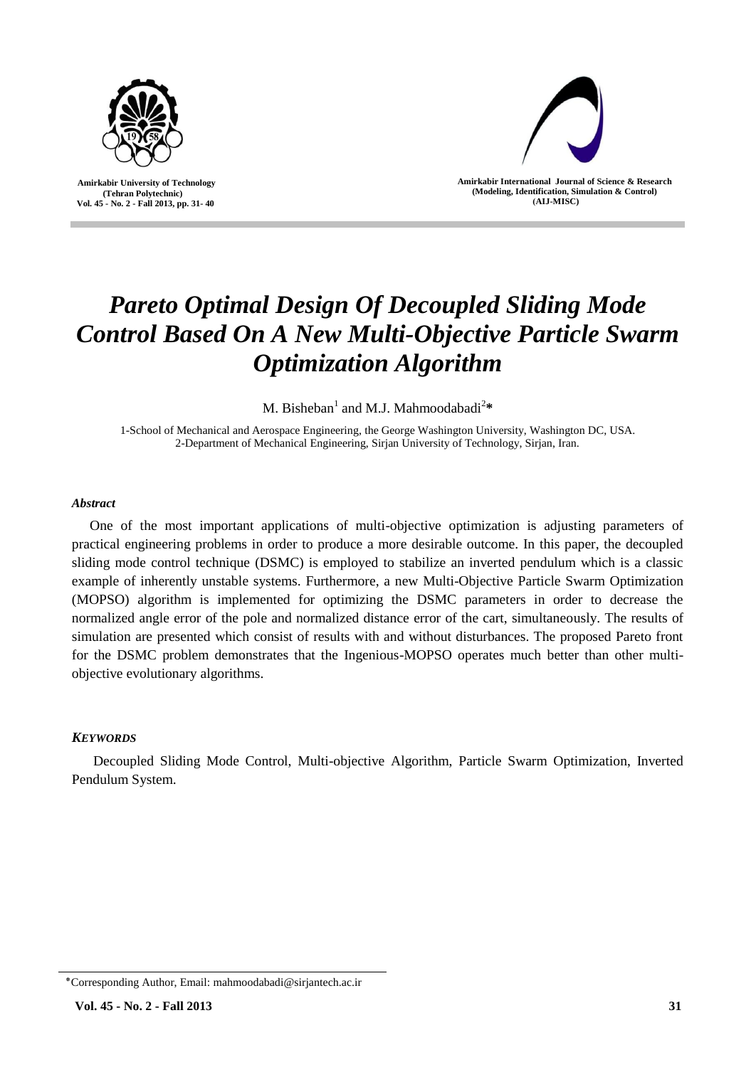# *Pareto Optimal Design Of Decoupled Sliding Mode Control Based On A New Multi-Objective Particle Swarm Optimization Algorithm*

M. Bisheban[1] and M.J. Mahmoodabadi[2]*

1-School of Mechanical and Aerospace Engineering, the George Washington University, Washington DC, USA.
2-Department of Mechanical Engineering, Sirjan University of Technology, Sirjan, Iran.

### *Abstract*

One of the most important applications of multi-objective optimization is adjusting parameters of practical engineering problems in order to produce a more desirable outcome. In this paper, the decoupled sliding mode control technique (DSMC) is employed to stabilize an inverted pendulum which is a classic example of inherently unstable systems. Furthermore, a new Multi-Objective Particle Swarm Optimization (MOPSO) algorithm is implemented for optimizing the DSMC parameters in order to decrease the normalized angle error of the pole and normalized distance error of the cart, simultaneously. The results of simulation are presented which consist of results with and without disturbances. The proposed Pareto front for the DSMC problem demonstrates that the Ingenious-MOPSO operates much better than other multi-objective evolutionary algorithms.

### *KEYWORDS*

Decoupled Sliding Mode Control, Multi-objective Algorithm, Particle Swarm Optimization, Inverted Pendulum System.

*Corresponding Author, Email: mahmoodabadi@sirjantech.ac.ir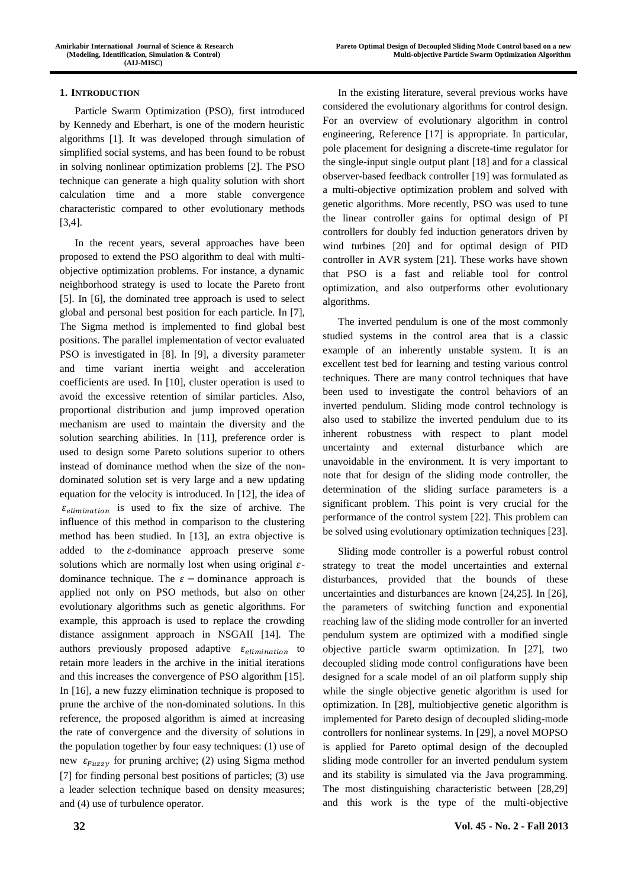## 1. INTRODUCTION

Particle Swarm Optimization (PSO), first introduced by Kennedy and Eberhart, is one of the modern heuristic algorithms [1]. It was developed through simulation of simplified social systems, and has been found to be robust in solving nonlinear optimization problems [2]. The PSO technique can generate a high quality solution with short calculation time and a more stable convergence characteristic compared to other evolutionary methods [3,4].

In the recent years, several approaches have been proposed to extend the PSO algorithm to deal with multi-objective optimization problems. For instance, a dynamic neighborhood strategy is used to locate the Pareto front [5]. In [6], the dominated tree approach is used to select global and personal best position for each particle. In [7], The Sigma method is implemented to find global best positions. The parallel implementation of vector evaluated PSO is investigated in [8]. In [9], a diversity parameter and time variant inertia weight and acceleration coefficients are used. In [10], cluster operation is used to avoid the excessive retention of similar particles. Also, proportional distribution and jump improved operation mechanism are used to maintain the diversity and the solution searching abilities. In [11], preference order is used to design some Pareto solutions superior to others instead of dominance method when the size of the non-dominated solution set is very large and a new updating equation for the velocity is introduced. In [12], the idea of $\varepsilon_{elimination}$ is used to fix the size of archive. The influence of this method in comparison to the clustering method has been studied. In [13], an extra objective is added to the $\varepsilon$-dominance approach preserve some solutions which are normally lost when using original $\varepsilon$-dominance technique. The $\varepsilon-$dominance approach is applied not only on PSO methods, but also on other evolutionary algorithms such as genetic algorithms. For example, this approach is used to replace the crowding distance assignment approach in NSGAII [14]. The authors previously proposed adaptive $\varepsilon_{elimination}$ to retain more leaders in the archive in the initial iterations and this increases the convergence of PSO algorithm [15]. In [16], a new fuzzy elimination technique is proposed to prune the archive of the non-dominated solutions. In this reference, the proposed algorithm is aimed at increasing the rate of convergence and the diversity of solutions in the population together by four easy techniques: (1) use of new $\varepsilon_{Fuzzy}$ for pruning archive; (2) using Sigma method [7] for finding personal best positions of particles; (3) use a leader selection technique based on density measures; and (4) use of turbulence operator.

In the existing literature, several previous works have considered the evolutionary algorithms for control design. For an overview of evolutionary algorithm in control engineering, Reference [17] is appropriate. In particular, pole placement for designing a discrete-time regulator for the single-input single output plant [18] and for a classical observer-based feedback controller [19] was formulated as a multi-objective optimization problem and solved with genetic algorithms. More recently, PSO was used to tune the linear controller gains for optimal design of PI controllers for doubly fed induction generators driven by wind turbines [20] and for optimal design of PID controller in AVR system [21]. These works have shown that PSO is a fast and reliable tool for control optimization, and also outperforms other evolutionary algorithms.

The inverted pendulum is one of the most commonly studied systems in the control area that is a classic example of an inherently unstable system. It is an excellent test bed for learning and testing various control techniques. There are many control techniques that have been used to investigate the control behaviors of an inverted pendulum. Sliding mode control technology is also used to stabilize the inverted pendulum due to its inherent robustness with respect to plant model uncertainty and external disturbance which are unavoidable in the environment. It is very important to note that for design of the sliding mode controller, the determination of the sliding surface parameters is a significant problem. This point is very crucial for the performance of the control system [22]. This problem can be solved using evolutionary optimization techniques [23].

Sliding mode controller is a powerful robust control strategy to treat the model uncertainties and external disturbances, provided that the bounds of these uncertainties and disturbances are known [24,25]. In [26], the parameters of switching function and exponential reaching law of the sliding mode controller for an inverted pendulum system are optimized with a modified single objective particle swarm optimization. In [27], two decoupled sliding mode control configurations have been designed for a scale model of an oil platform supply ship while the single objective genetic algorithm is used for optimization. In [28], multiobjective genetic algorithm is implemented for Pareto design of decoupled sliding-mode controllers for nonlinear systems. In [29], a novel MOPSO is applied for Pareto optimal design of the decoupled sliding mode controller for an inverted pendulum system and its stability is simulated via the Java programming. The most distinguishing characteristic between [28,29] and this work is the type of the multi-objective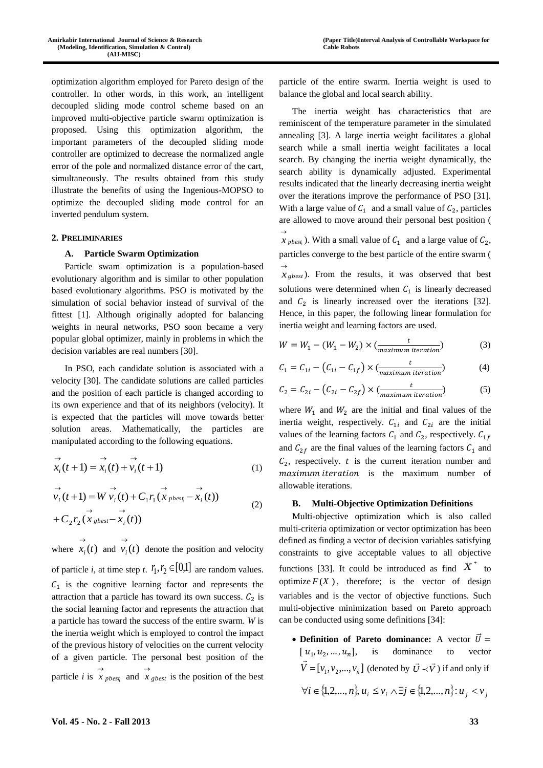optimization algorithm employed for Pareto design of the controller. In other words, in this work, an intelligent decoupled sliding mode control scheme based on an improved multi-objective particle swarm optimization is proposed. Using this optimization algorithm, the important parameters of the decoupled sliding mode controller are optimized to decrease the normalized angle error of the pole and normalized distance error of the cart, simultaneously. The results obtained from this study illustrate the benefits of using the Ingenious-MOPSO to optimize the decoupled sliding mode control for an inverted pendulum system.

## 2. PRELIMINARIES

### A. Particle Swarm Optimization

Particle swam optimization is a population-based evolutionary algorithm and is similar to other population based evolutionary algorithms. PSO is motivated by the simulation of social behavior instead of survival of the fittest [1]. Although originally adopted for balancing weights in neural networks, PSO soon became a very popular global optimizer, mainly in problems in which the decision variables are real numbers [30].

In PSO, each candidate solution is associated with a velocity [30]. The candidate solutions are called particles and the position of each particle is changed according to its own experience and that of its neighbors (velocity). It is expected that the particles will move towards better solution areas. Mathematically, the particles are manipulated according to the following equations.

$$\vec{x}_i(t+1) = \vec{x}_i(t) + \vec{v}_i(t+1) \tag{1}$$

$$\vec{v}_i(t+1) = W\,\vec{v}_i(t) + C_1 r_1 (\vec{x}_{pbest_i} - \vec{x}_i(t)) + C_2 r_2 (\vec{x}_{gbest} - \vec{x}_i(t)) \tag{2}$$

where $\vec{x}_i(t)$ and $\vec{v}_i(t)$ denote the position and velocity of particle *i*, at time step *t*. $r_1, r_2 \in [0,1]$ are random values. $C_1$ is the cognitive learning factor and represents the attraction that a particle has toward its own success. $C_2$ is the social learning factor and represents the attraction that a particle has toward the success of the entire swarm. *W* is the inertia weight which is employed to control the impact of the previous history of velocities on the current velocity of a given particle. The personal best position of the particle *i* is $\vec{x}_{pbest_i}$ and $\vec{x}_{gbest}$ is the position of the best particle of the entire swarm. Inertia weight is used to balance the global and local search ability.

The inertia weight has characteristics that are reminiscent of the temperature parameter in the simulated annealing [3]. A large inertia weight facilitates a global search while a small inertia weight facilitates a local search. By changing the inertia weight dynamically, the search ability is dynamically adjusted. Experimental results indicated that the linearly decreasing inertia weight over the iterations improve the performance of PSO [31]. With a large value of $C_1$ and a small value of $C_2$, particles are allowed to move around their personal best position ($\vec{x}_{pbest_i}$). With a small value of $C_1$ and a large value of $C_2$, particles converge to the best particle of the entire swarm ($\vec{x}_{gbest}$). From the results, it was observed that best solutions were determined when $C_1$ is linearly decreased and $C_2$ is linearly increased over the iterations [32]. Hence, in this paper, the following linear formulation for inertia weight and learning factors are used.

$$W = W_1 - (W_1 - W_2) \times \left(\frac{t}{maximum\ iteration}\right) \tag{3}$$

$$C_1 = C_{1i} - \left(C_{1i} - C_{1f}\right) \times \left(\frac{t}{maximum\ iteration}\right) \tag{4}$$

$$C_2 = C_{2i} - \left(C_{2i} - C_{2f}\right) \times \left(\frac{t}{maximum\ iteration}\right) \tag{5}$$

where $W_1$ and $W_2$ are the initial and final values of the inertia weight, respectively. $C_{1i}$ and $C_{2i}$ are the initial values of the learning factors $C_1$ and $C_2$, respectively. $C_{1f}$ and $C_{2f}$ are the final values of the learning factors $C_1$ and $C_2$, respectively. $t$ is the current iteration number and $maximum\ iteration$ is the maximum number of allowable iterations.

### B. Multi-Objective Optimization Definitions

Multi-objective optimization which is also called multi-criteria optimization or vector optimization has been defined as finding a vector of decision variables satisfying constraints to give acceptable values to all objective functions [33]. It could be introduced as find $X^*$ to optimize $F(X)$, therefore; is the vector of design variables and is the vector of objective functions. Such multi-objective minimization based on Pareto approach can be conducted using some definitions [34]:

- **Definition of Pareto dominance:** A vector $\vec{U} = [u_1, u_2, \ldots, u_n]$, is dominance to vector $\vec{V} = [v_1, v_2, \ldots, v_n]$ (denoted by $\vec{U} \prec \vec{V}$) if and only if $\forall i \in \{1,2,\ldots,n\},\ u_i \le v_i \wedge \exists j \in \{1,2,\ldots,n\} : u_j < v_j$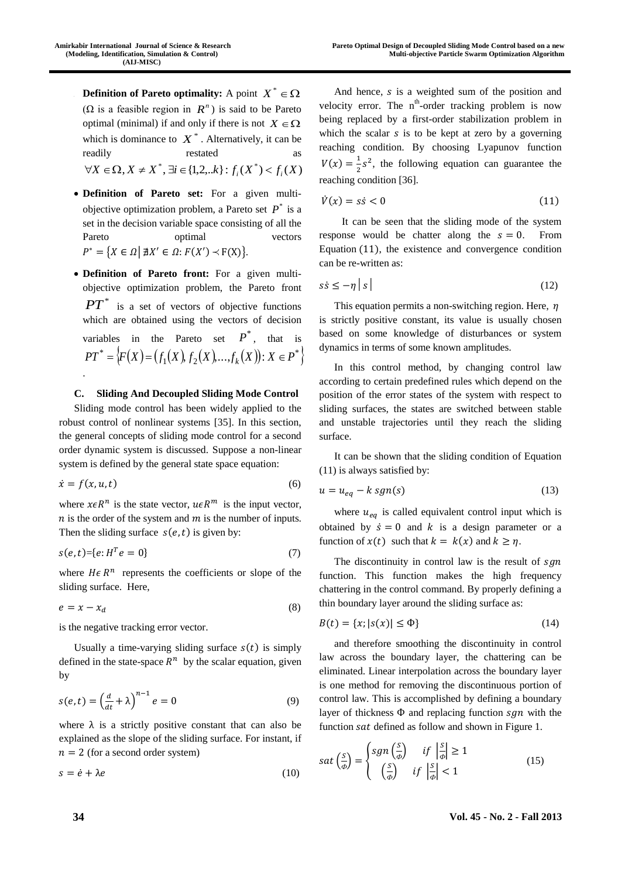- **Definition of Pareto optimality:** A point $X^* \in \Omega$ ($\Omega$ is a feasible region in $R^n$) is said to be Pareto optimal (minimal) if and only if there is not $X \in \Omega$ which is dominance to $X^*$. Alternatively, it can be readily restated as $\forall X \in \Omega, X \neq X^*, \exists i \in \{1,2,..k\}: f_i(X^*) < f_i(X)$

- **Definition of Pareto set:** For a given multi-objective optimization problem, a Pareto set $P^*$ is a set in the decision variable space consisting of all the Pareto optimal vectors $P^* = \{X \in \Omega \,|\, \nexists X' \in \Omega: F(X') \prec F(X)\}$.

- **Definition of Pareto front:** For a given multi-objective optimization problem, the Pareto front $PT^*$ is a set of vectors of objective functions which are obtained using the vectors of decision variables in the Pareto set $P^*$, that is $PT^* = \{F(X) = (f_1(X), f_2(X), \ldots, f_k(X)): X \in P^*\}$.

### C. Sliding And Decoupled Sliding Mode Control

Sliding mode control has been widely applied to the robust control of nonlinear systems [35]. In this section, the general concepts of sliding mode control for a second order dynamic system is discussed. Suppose a non-linear system is defined by the general state space equation:

$$\dot{x} = f(x, u, t) \tag{6}$$

where $x \epsilon R^n$ is the state vector, $u \epsilon R^m$ is the input vector, $n$ is the order of the system and $m$ is the number of inputs. Then the sliding surface $s(e,t)$ is given by:

$$s(e,t)=\{e: H^T e = 0\} \tag{7}$$

where $H \epsilon R^n$ represents the coefficients or slope of the sliding surface. Here,

$$e = x - x_d \tag{8}$$

is the negative tracking error vector.

Usually a time-varying sliding surface $s(t)$ is simply defined in the state-space $R^n$ by the scalar equation, given by

$$s(e,t) = \left(\frac{d}{dt} + \lambda\right)^{n-1} e = 0 \tag{9}$$

where $\lambda$ is a strictly positive constant that can also be explained as the slope of the sliding surface. For instant, if $n = 2$ (for a second order system)

$$s = \dot{e} + \lambda e \tag{10}$$

And hence, $s$ is a weighted sum of the position and velocity error. The $n^{th}$-order tracking problem is now being replaced by a first-order stabilization problem in which the scalar $s$ is to be kept at zero by a governing reaching condition. By choosing Lyapunov function $V(x) = \frac{1}{2}s^2$, the following equation can guarantee the reaching condition [36].

$$\dot{V}(x) = s\dot{s} < 0 \tag{11}$$

It can be seen that the sliding mode of the system response would be chatter along the $s = 0$. From Equation (11), the existence and convergence condition can be re-written as:

$$s\dot{s} \leq -\eta\,|\,s\,| \tag{12}$$

This equation permits a non-switching region. Here, $\eta$ is strictly positive constant, its value is usually chosen based on some knowledge of disturbances or system dynamics in terms of some known amplitudes.

In this control method, by changing control law according to certain predefined rules which depend on the position of the error states of the system with respect to sliding surfaces, the states are switched between stable and unstable trajectories until they reach the sliding surface.

It can be shown that the sliding condition of Equation (11) is always satisfied by:

$$u = u_{eq} - k\, sgn(s) \tag{13}$$

where $u_{eq}$ is called equivalent control input which is obtained by $\dot{s} = 0$ and $k$ is a design parameter or a function of $x(t)$ such that $k = k(x)$ and $k \geq \eta$.

The discontinuity in control law is the result of $sgn$ function. This function makes the high frequency chattering in the control command. By properly defining a thin boundary layer around the sliding surface as:

$$B(t) = \{x; |s(x)| \leq \Phi\} \tag{14}$$

and therefore smoothing the discontinuity in control law across the boundary layer, the chattering can be eliminated. Linear interpolation across the boundary layer is one method for removing the discontinuous portion of control law. This is accomplished by defining a boundary layer of thickness $\Phi$ and replacing function $sgn$ with the function $sat$ defined as follow and shown in Figure 1.

$$sat\left(\frac{S}{\Phi}\right) = \begin{cases} sgn\left(\frac{S}{\Phi}\right) & if \ \left|\frac{S}{\Phi}\right| \geq 1 \\ \left(\frac{S}{\Phi}\right) & if \ \left|\frac{S}{\Phi}\right| < 1 \end{cases} \tag{15}$$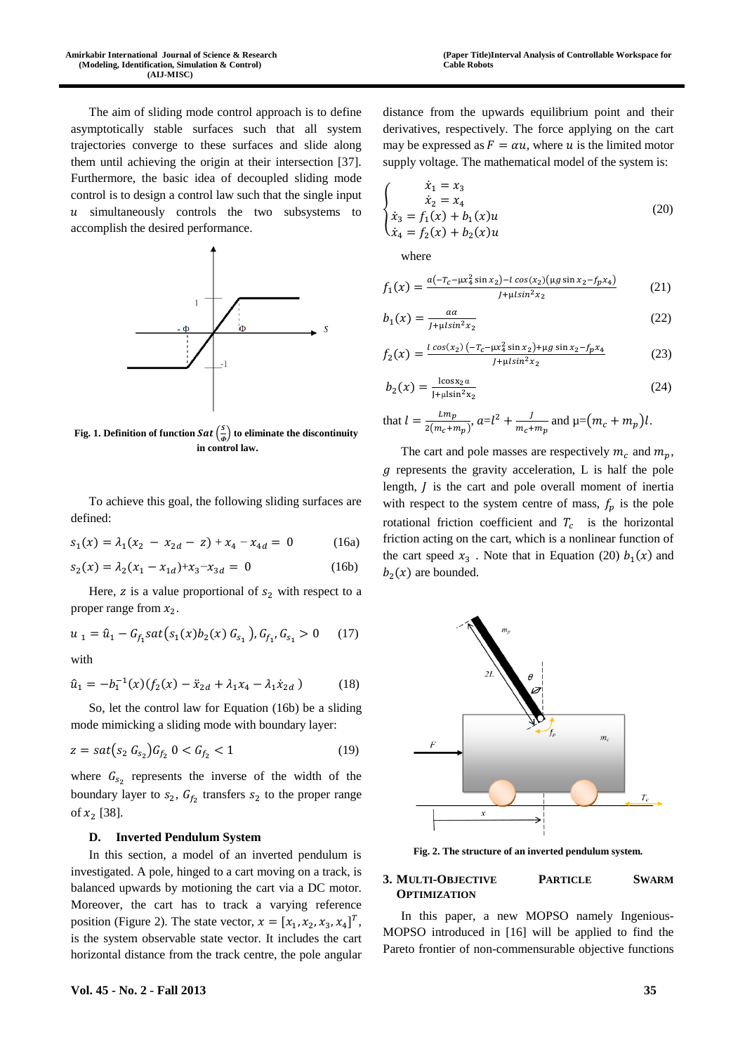The aim of sliding mode control approach is to define asymptotically stable surfaces such that all system trajectories converge to these surfaces and slide along them until achieving the origin at their intersection [37]. Furthermore, the basic idea of decoupled sliding mode control is to design a control law such that the single input $u$ simultaneously controls the two subsystems to accomplish the desired performance.

**Fig. 1. Definition of function $Sat\left(\frac{s}{\Phi}\right)$ to eliminate the discontinuity in control law.**

To achieve this goal, the following sliding surfaces are defined:

$$s_1(x) = \lambda_1(x_2 - x_{2d} - z) + x_4 - x_{4d} = 0 \tag{16a}$$

$$s_2(x) = \lambda_2(x_1 - x_{1d}) + x_3 - x_{3d} = 0 \tag{16b}$$

Here, $z$ is a value proportional of $s_2$ with respect to a proper range from $x_2$.

$$u_1 = \hat{u}_1 - G_{f_1} sat\left(s_1(x) b_2(x)\, G_{s_1}\right), G_{f_1}, G_{s_1} > 0 \tag{17}$$

with

$$\hat{u}_1 = -b_1^{-1}(x)\left(f_2(x) - \ddot{x}_{2d} + \lambda_1 x_4 - \lambda_1 \dot{x}_{2d}\right) \tag{18}$$

So, let the control law for Equation (16b) be a sliding mode mimicking a sliding mode with boundary layer:

$$z = sat\left(s_2\, G_{s_2}\right) G_{f_2}\ \ 0 < G_{f_2} < 1 \tag{19}$$

where $G_{s_2}$ represents the inverse of the width of the boundary layer to $s_2$, $G_{f_2}$ transfers $s_2$ to the proper range of $x_2$ [38].

### D. Inverted Pendulum System

In this section, a model of an inverted pendulum is investigated. A pole, hinged to a cart moving on a track, is balanced upwards by motioning the cart via a DC motor. Moreover, the cart has to track a varying reference position (Figure 2). The state vector, $x = [x_1, x_2, x_3, x_4]^T$, is the system observable state vector. It includes the cart horizontal distance from the track centre, the pole angular distance from the upwards equilibrium point and their derivatives, respectively. The force applying on the cart may be expressed as $F = \alpha u$, where $u$ is the limited motor supply voltage. The mathematical model of the system is:

$$\begin{cases} \dot{x}_1 = x_3 \\ \dot{x}_2 = x_4 \\ \dot{x}_3 = f_1(x) + b_1(x) u \\ \dot{x}_4 = f_2(x) + b_2(x) u \end{cases} \tag{20}$$

where

$$f_1(x) = \frac{a\left(-T_c - \mu x_4^2 \sin x_2\right) - l\cos(x_2)\left(\mu g \sin x_2 - f_p x_4\right)}{J + \mu l \sin^2 x_2} \tag{21}$$

$$b_1(x) = \frac{a\alpha}{J + \mu l \sin^2 x_2} \tag{22}$$

$$f_2(x) = \frac{l\cos(x_2)\left(-T_c - \mu x_4^2 \sin x_2\right) + \mu g \sin x_2 - f_p x_4}{J + \mu l \sin^2 x_2} \tag{23}$$

$$b_2(x) = \frac{l\cos x_2\, \alpha}{J + \mu l \sin^2 x_2} \tag{24}$$

that $l = \frac{L m_p}{2(m_c + m_p)}$, $a = l^2 + \frac{J}{m_c + m_p}$ and $\mu = (m_c + m_p) l$.

The cart and pole masses are respectively $m_c$ and $m_p$, $g$ represents the gravity acceleration, L is half the pole length, $J$ is the cart and pole overall moment of inertia with respect to the system centre of mass, $f_p$ is the pole rotational friction coefficient and $T_c$ is the horizontal friction acting on the cart, which is a nonlinear function of the cart speed $x_3$. Note that in Equation (20) $b_1(x)$ and $b_2(x)$ are bounded.

**Fig. 2. The structure of an inverted pendulum system.**

## 3. Multi-Objective Particle Swarm Optimization

In this paper, a new MOPSO namely Ingenious-MOPSO introduced in [16] will be applied to find the Pareto frontier of non-commensurable objective functions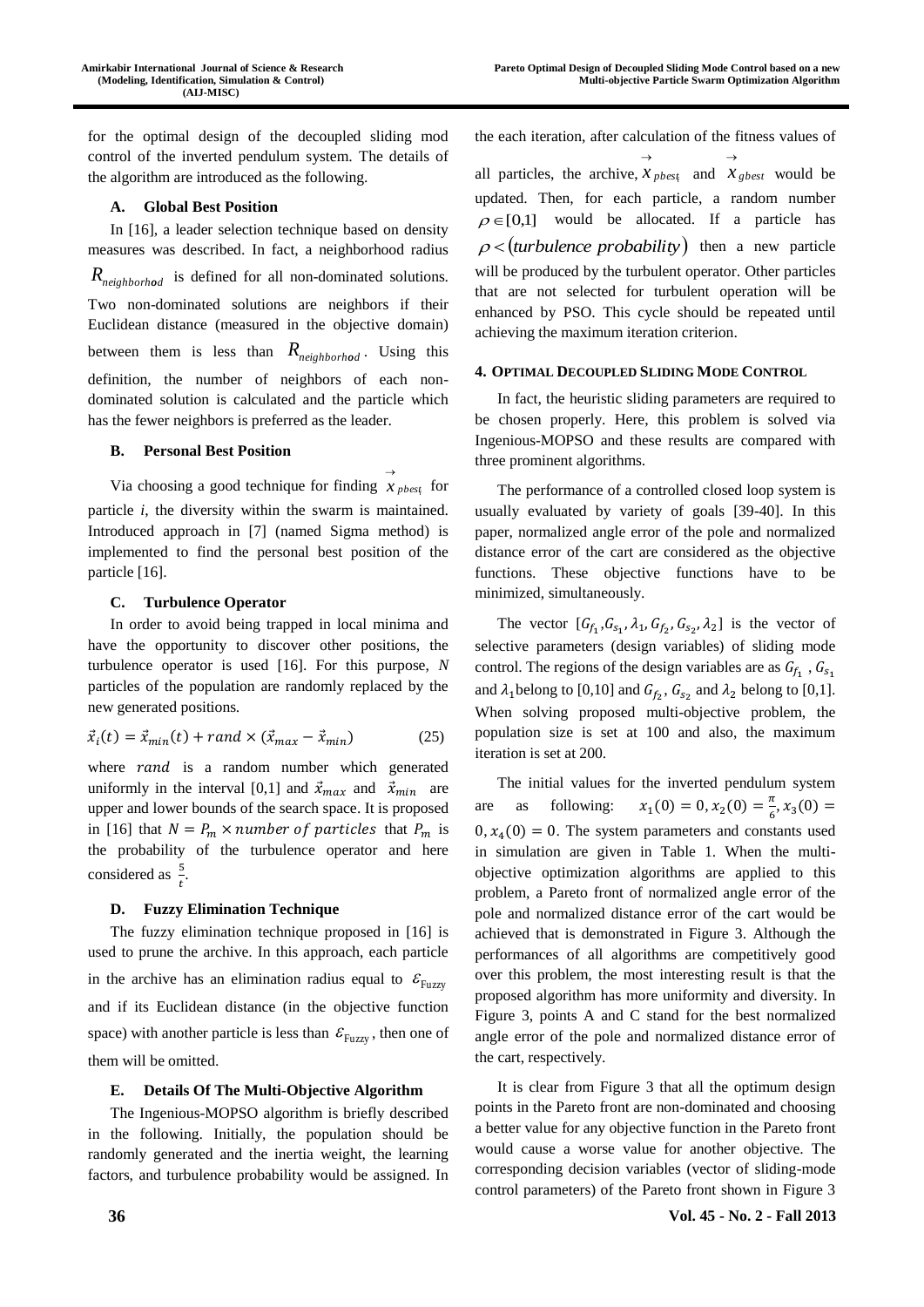for the optimal design of the decoupled sliding mod control of the inverted pendulum system. The details of the algorithm are introduced as the following.

### A. Global Best Position

In [16], a leader selection technique based on density measures was described. In fact, a neighborhood radius $R_{neighborhod}$ is defined for all non-dominated solutions. Two non-dominated solutions are neighbors if their Euclidean distance (measured in the objective domain) between them is less than $R_{neighborhod}$. Using this definition, the number of neighbors of each non-dominated solution is calculated and the particle which has the fewer neighbors is preferred as the leader.

### B. Personal Best Position

Via choosing a good technique for finding $\vec{x}_{pbest_i}$ for particle *i*, the diversity within the swarm is maintained. Introduced approach in [7] (named Sigma method) is implemented to find the personal best position of the particle [16].

### C. Turbulence Operator

In order to avoid being trapped in local minima and have the opportunity to discover other positions, the turbulence operator is used [16]. For this purpose, *N* particles of the population are randomly replaced by the new generated positions.

$$\vec{x}_i(t) = \vec{x}_{min}(t) + rand \times (\vec{x}_{max} - \vec{x}_{min}) \tag{25}$$

where $rand$ is a random number which generated uniformly in the interval [0,1] and $\vec{x}_{max}$ and $\vec{x}_{min}$ are upper and lower bounds of the search space. It is proposed in [16] that $N = P_m \times number\ of\ particles$ that $P_m$ is the probability of the turbulence operator and here considered as $\frac{5}{t}$.

### D. Fuzzy Elimination Technique

The fuzzy elimination technique proposed in [16] is used to prune the archive. In this approach, each particle in the archive has an elimination radius equal to $\varepsilon_{\text{Fuzzy}}$ and if its Euclidean distance (in the objective function space) with another particle is less than $\varepsilon_{\text{Fuzzy}}$, then one of them will be omitted.

### E. Details Of The Multi-Objective Algorithm

The Ingenious-MOPSO algorithm is briefly described in the following. Initially, the population should be randomly generated and the inertia weight, the learning factors, and turbulence probability would be assigned. In the each iteration, after calculation of the fitness values of all particles, the archive, $\vec{x}_{pbest_i}$ and $\vec{x}_{gbest}$ would be updated. Then, for each particle, a random number $\rho \in [0,1]$ would be allocated. If a particle has $\rho < (turbulence\ probability)$ then a new particle will be produced by the turbulent operator. Other particles that are not selected for turbulent operation will be enhanced by PSO. This cycle should be repeated until achieving the maximum iteration criterion.

## 4. Optimal Decoupled Sliding Mode Control

In fact, the heuristic sliding parameters are required to be chosen properly. Here, this problem is solved via Ingenious-MOPSO and these results are compared with three prominent algorithms.

The performance of a controlled closed loop system is usually evaluated by variety of goals [39-40]. In this paper, normalized angle error of the pole and normalized distance error of the cart are considered as the objective functions. These objective functions have to be minimized, simultaneously.

The vector $[G_{f_1}, G_{s_1}, \lambda_1, G_{f_2}, G_{s_2}, \lambda_2]$ is the vector of selective parameters (design variables) of sliding mode control. The regions of the design variables are as $G_{f_1}$, $G_{s_1}$ and $\lambda_1$ belong to [0,10] and $G_{f_2}$, $G_{s_2}$ and $\lambda_2$ belong to [0,1]. When solving proposed multi-objective problem, the population size is set at 100 and also, the maximum iteration is set at 200.

The initial values for the inverted pendulum system are as following: $x_1(0) = 0, x_2(0) = \frac{\pi}{6}, x_3(0) = 0, x_4(0) = 0$. The system parameters and constants used in simulation are given in Table 1. When the multi-objective optimization algorithms are applied to this problem, a Pareto front of normalized angle error of the pole and normalized distance error of the cart would be achieved that is demonstrated in Figure 3. Although the performances of all algorithms are competitively good over this problem, the most interesting result is that the proposed algorithm has more uniformity and diversity. In Figure 3, points A and C stand for the best normalized angle error of the pole and normalized distance error of the cart, respectively.

It is clear from Figure 3 that all the optimum design points in the Pareto front are non-dominated and choosing a better value for any objective function in the Pareto front would cause a worse value for another objective. The corresponding decision variables (vector of sliding-mode control parameters) of the Pareto front shown in Figure 3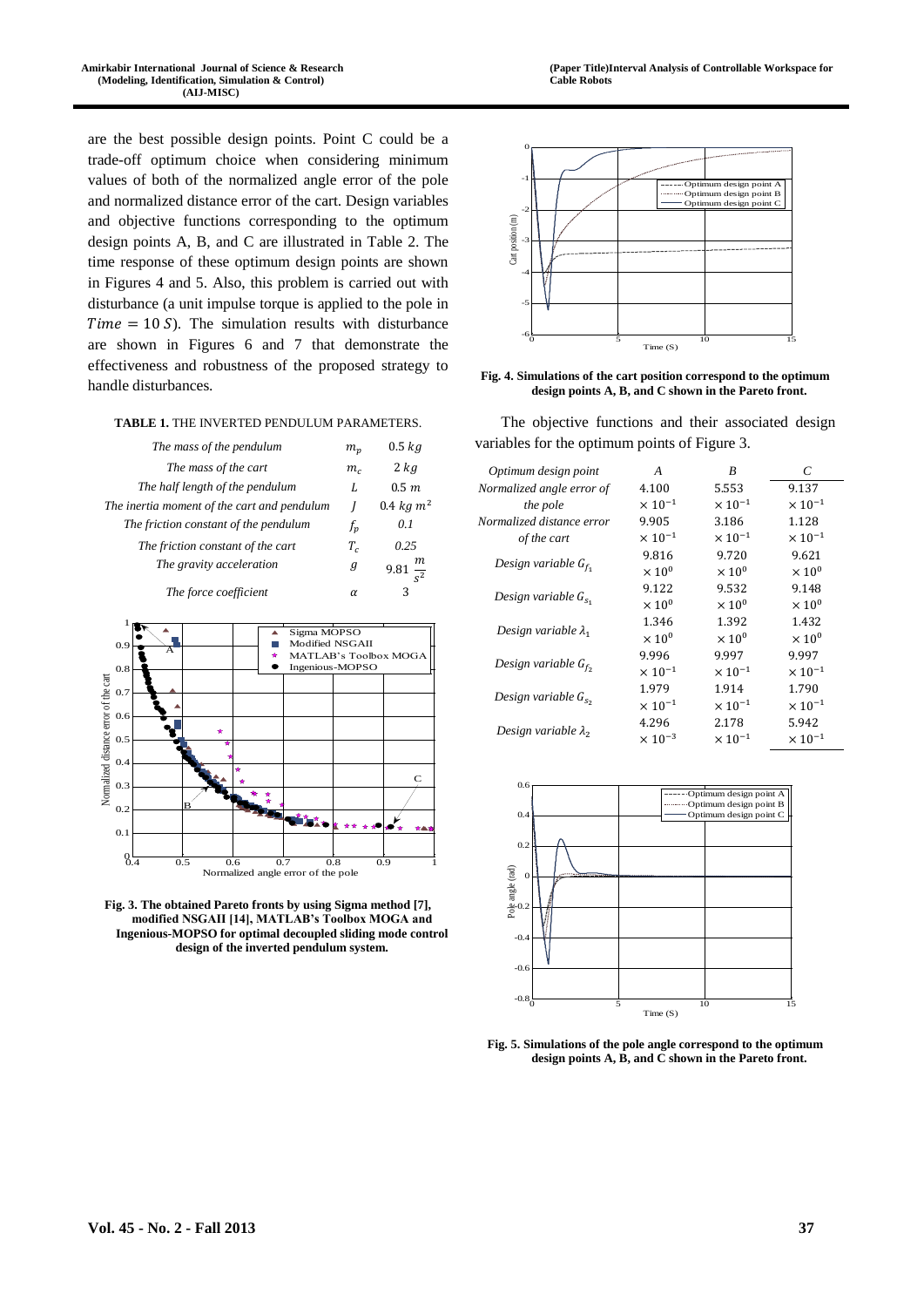are the best possible design points. Point C could be a trade-off optimum choice when considering minimum values of both of the normalized angle error of the pole and normalized distance error of the cart. Design variables and objective functions corresponding to the optimum design points A, B, and C are illustrated in Table 2. The time response of these optimum design points are shown in Figures 4 and 5. Also, this problem is carried out with disturbance (a unit impulse torque is applied to the pole in $Time = 10\ S$). The simulation results with disturbance are shown in Figures 6 and 7 that demonstrate the effectiveness and robustness of the proposed strategy to handle disturbances.

**TABLE 1.** THE INVERTED PENDULUM PARAMETERS.

| | | |
|---|---|---|
| *The mass of the pendulum* | $m_p$ | $0.5\ kg$ |
| *The mass of the cart* | $m_c$ | $2\ kg$ |
| *The half length of the pendulum* | $L$ | $0.5\ m$ |
| *The inertia moment of the cart and pendulum* | $J$ | $0.4\ kg\ m^2$ |
| *The friction constant of the pendulum* | $f_p$ | *0.1* |
| *The friction constant of the cart* | $T_c$ | *0.25* |
| *The gravity acceleration* | $g$ | $9.81\ \frac{m}{s^2}$ |
| *The force coefficient* | $\alpha$ | 3 |

**Fig. 3. The obtained Pareto fronts by using Sigma method [7], modified NSGAII [14], MATLAB's Toolbox MOGA and Ingenious-MOPSO for optimal decoupled sliding mode control design of the inverted pendulum system.**

**Fig. 4. Simulations of the cart position correspond to the optimum design points A, B, and C shown in the Pareto front.**

The objective functions and their associated design variables for the optimum points of Figure 3.

| *Optimum design point* | *A* | *B* | *C* |
|---|---|---|---|
| *Normalized angle error of the pole* | $4.100 \times 10^{-1}$ | $5.553 \times 10^{-1}$ | $9.137 \times 10^{-1}$ |
| *Normalized distance error of the cart* | $9.905 \times 10^{-1}$ | $3.186 \times 10^{-1}$ | $1.128 \times 10^{-1}$ |
| *Design variable* $G_{f_1}$ | $9.816 \times 10^{0}$ | $9.720 \times 10^{0}$ | $9.621 \times 10^{0}$ |
| *Design variable* $G_{s_1}$ | $9.122 \times 10^{0}$ | $9.532 \times 10^{0}$ | $9.148 \times 10^{0}$ |
| *Design variable* $\lambda_1$ | $1.346 \times 10^{0}$ | $1.392 \times 10^{0}$ | $1.432 \times 10^{0}$ |
| *Design variable* $G_{f_2}$ | $9.996 \times 10^{-1}$ | $9.997 \times 10^{-1}$ | $9.997 \times 10^{-1}$ |
| *Design variable* $G_{s_2}$ | $1.979 \times 10^{-1}$ | $1.914 \times 10^{-1}$ | $1.790 \times 10^{-1}$ |
| *Design variable* $\lambda_2$ | $4.296 \times 10^{-3}$ | $2.178 \times 10^{-1}$ | $5.942 \times 10^{-1}$ |

**Fig. 5. Simulations of the pole angle correspond to the optimum design points A, B, and C shown in the Pareto front.**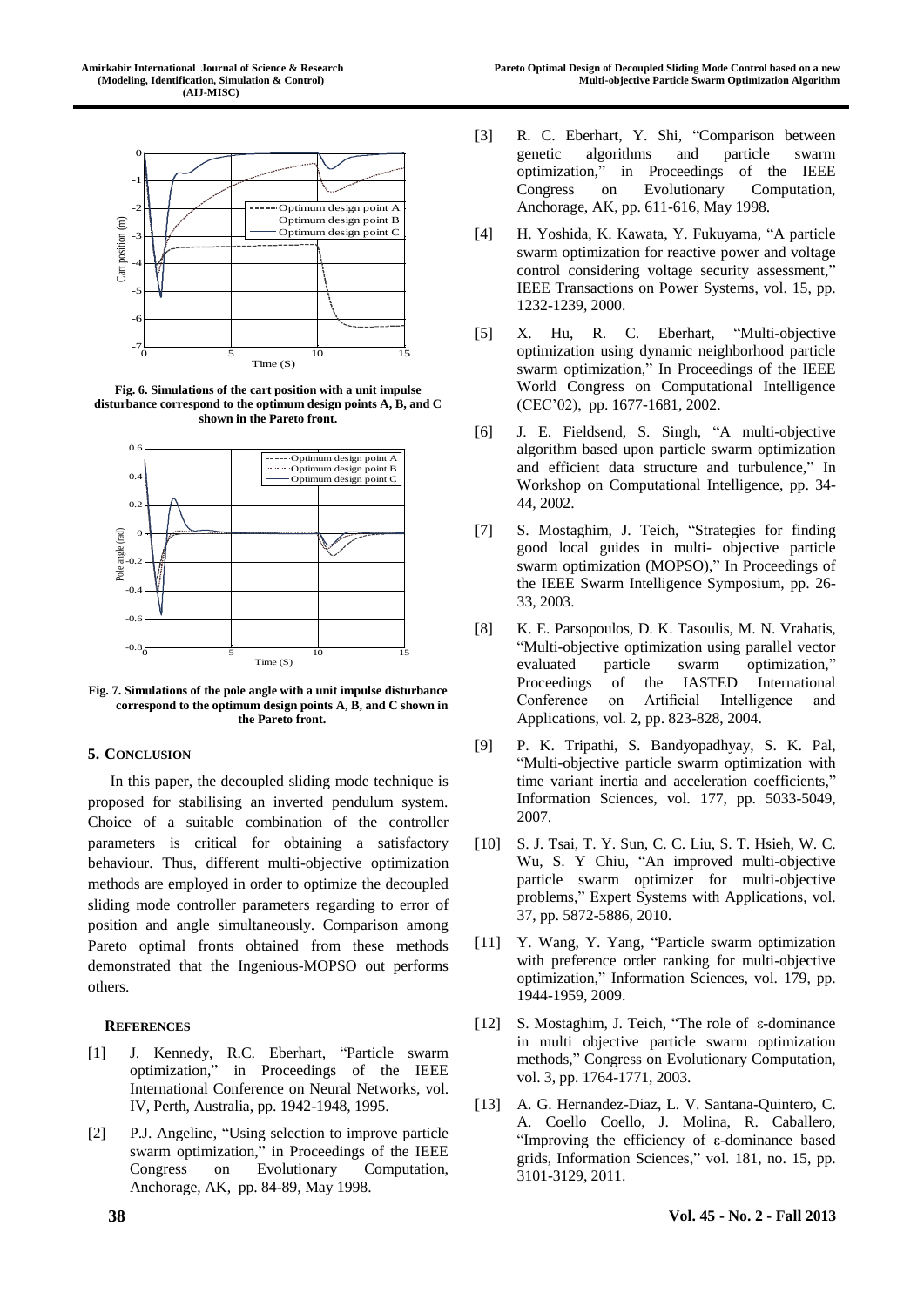Fig. 6. Simulations of the cart position with a unit impulse disturbance correspond to the optimum design points A, B, and C shown in the Pareto front.

Fig. 7. Simulations of the pole angle with a unit impulse disturbance correspond to the optimum design points A, B, and C shown in the Pareto front.

## 5. Conclusion

In this paper, the decoupled sliding mode technique is proposed for stabilising an inverted pendulum system. Choice of a suitable combination of the controller parameters is critical for obtaining a satisfactory behaviour. Thus, different multi-objective optimization methods are employed in order to optimize the decoupled sliding mode controller parameters regarding to error of position and angle simultaneously. Comparison among Pareto optimal fronts obtained from these methods demonstrated that the Ingenious-MOPSO out performs others.

## References

[1] J. Kennedy, R.C. Eberhart, "Particle swarm optimization," in Proceedings of the IEEE International Conference on Neural Networks, vol. IV, Perth, Australia, pp. 1942-1948, 1995.

[2] P.J. Angeline, "Using selection to improve particle swarm optimization," in Proceedings of the IEEE Congress on Evolutionary Computation, Anchorage, AK, pp. 84-89, May 1998.

[3] R. C. Eberhart, Y. Shi, "Comparison between genetic algorithms and particle swarm optimization," in Proceedings of the IEEE Congress on Evolutionary Computation, Anchorage, AK, pp. 611-616, May 1998.

[4] H. Yoshida, K. Kawata, Y. Fukuyama, "A particle swarm optimization for reactive power and voltage control considering voltage security assessment," IEEE Transactions on Power Systems, vol. 15, pp. 1232-1239, 2000.

[5] X. Hu, R. C. Eberhart, "Multi-objective optimization using dynamic neighborhood particle swarm optimization," In Proceedings of the IEEE World Congress on Computational Intelligence (CEC'02), pp. 1677-1681, 2002.

[6] J. E. Fieldsend, S. Singh, "A multi-objective algorithm based upon particle swarm optimization and efficient data structure and turbulence," In Workshop on Computational Intelligence, pp. 34-44, 2002.

[7] S. Mostaghim, J. Teich, "Strategies for finding good local guides in multi- objective particle swarm optimization (MOPSO)," In Proceedings of the IEEE Swarm Intelligence Symposium, pp. 26-33, 2003.

[8] K. E. Parsopoulos, D. K. Tasoulis, M. N. Vrahatis, "Multi-objective optimization using parallel vector evaluated particle swarm optimization," Proceedings of the IASTED International Conference on Artificial Intelligence and Applications, vol. 2, pp. 823-828, 2004.

[9] P. K. Tripathi, S. Bandyopadhyay, S. K. Pal, "Multi-objective particle swarm optimization with time variant inertia and acceleration coefficients," Information Sciences, vol. 177, pp. 5033-5049, 2007.

[10] S. J. Tsai, T. Y. Sun, C. C. Liu, S. T. Hsieh, W. C. Wu, S. Y Chiu, "An improved multi-objective particle swarm optimizer for multi-objective problems," Expert Systems with Applications, vol. 37, pp. 5872-5886, 2010.

[11] Y. Wang, Y. Yang, "Particle swarm optimization with preference order ranking for multi-objective optimization," Information Sciences, vol. 179, pp. 1944-1959, 2009.

[12] S. Mostaghim, J. Teich, "The role of $\varepsilon$-dominance in multi objective particle swarm optimization methods," Congress on Evolutionary Computation, vol. 3, pp. 1764-1771, 2003.

[13] A. G. Hernandez-Diaz, L. V. Santana-Quintero, C. A. Coello Coello, J. Molina, R. Caballero, "Improving the efficiency of $\varepsilon$-dominance based grids, Information Sciences," vol. 181, no. 15, pp. 3101-3129, 2011.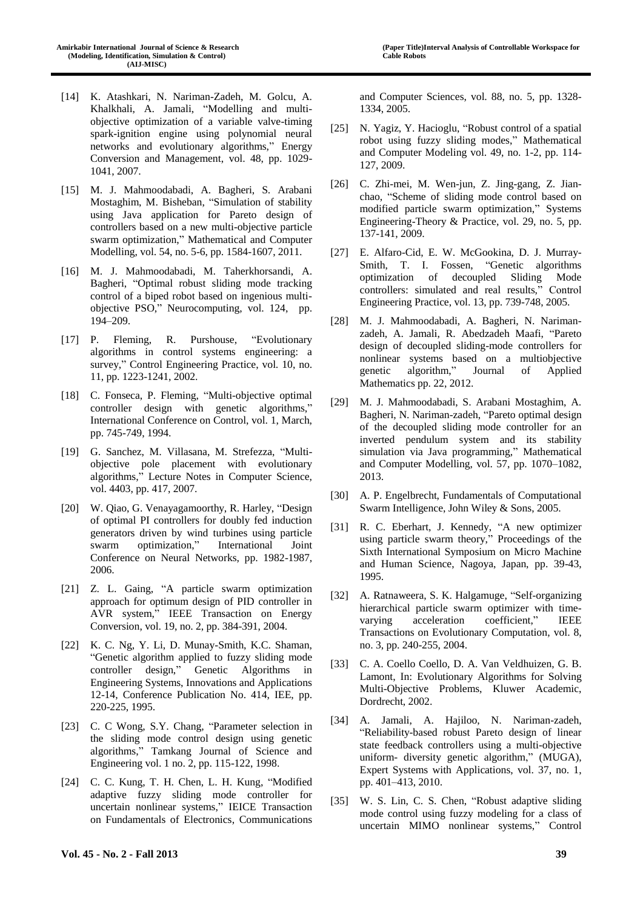[14] K. Atashkari, N. Nariman-Zadeh, M. Golcu, A. Khalkhali, A. Jamali, "Modelling and multi-objective optimization of a variable valve-timing spark-ignition engine using polynomial neural networks and evolutionary algorithms," Energy Conversion and Management, vol. 48, pp. 1029-1041, 2007.

[15] M. J. Mahmoodabadi, A. Bagheri, S. Arabani Mostaghim, M. Bisheban, "Simulation of stability using Java application for Pareto design of controllers based on a new multi-objective particle swarm optimization," Mathematical and Computer Modelling, vol. 54, no. 5-6, pp. 1584-1607, 2011.

[16] M. J. Mahmoodabadi, M. Taherkhorsandi, A. Bagheri, "Optimal robust sliding mode tracking control of a biped robot based on ingenious multi-objective PSO," Neurocomputing, vol. 124, pp. 194–209.

[17] P. Fleming, R. Purshouse, "Evolutionary algorithms in control systems engineering: a survey," Control Engineering Practice, vol. 10, no. 11, pp. 1223-1241, 2002.

[18] C. Fonseca, P. Fleming, "Multi-objective optimal controller design with genetic algorithms," International Conference on Control, vol. 1, March, pp. 745-749, 1994.

[19] G. Sanchez, M. Villasana, M. Strefezza, "Multi-objective pole placement with evolutionary algorithms," Lecture Notes in Computer Science, vol. 4403, pp. 417, 2007.

[20] W. Qiao, G. Venayagamoorthy, R. Harley, "Design of optimal PI controllers for doubly fed induction generators driven by wind turbines using particle swarm optimization," International Joint Conference on Neural Networks, pp. 1982-1987, 2006.

[21] Z. L. Gaing, "A particle swarm optimization approach for optimum design of PID controller in AVR system," IEEE Transaction on Energy Conversion, vol. 19, no. 2, pp. 384-391, 2004.

[22] K. C. Ng, Y. Li, D. Munay-Smith, K.C. Shaman, "Genetic algorithm applied to fuzzy sliding mode controller design," Genetic Algorithms in Engineering Systems, Innovations and Applications 12-14, Conference Publication No. 414, IEE, pp. 220-225, 1995.

[23] C. C Wong, S.Y. Chang, "Parameter selection in the sliding mode control design using genetic algorithms," Tamkang Journal of Science and Engineering vol. 1 no. 2, pp. 115-122, 1998.

[24] C. C. Kung, T. H. Chen, L. H. Kung, "Modified adaptive fuzzy sliding mode controller for uncertain nonlinear systems," IEICE Transaction on Fundamentals of Electronics, Communications and Computer Sciences, vol. 88, no. 5, pp. 1328-1334, 2005.

[25] N. Yagiz, Y. Hacioglu, "Robust control of a spatial robot using fuzzy sliding modes," Mathematical and Computer Modeling vol. 49, no. 1-2, pp. 114-127, 2009.

[26] C. Zhi-mei, M. Wen-jun, Z. Jing-gang, Z. Jian-chao, "Scheme of sliding mode control based on modified particle swarm optimization," Systems Engineering-Theory & Practice, vol. 29, no. 5, pp. 137-141, 2009.

[27] E. Alfaro-Cid, E. W. McGookina, D. J. Murray-Smith, T. I. Fossen, "Genetic algorithms optimization of decoupled Sliding Mode controllers: simulated and real results," Control Engineering Practice, vol. 13, pp. 739-748, 2005.

[28] M. J. Mahmoodabadi, A. Bagheri, N. Nariman-zadeh, A. Jamali, R. Abedzadeh Maafi, "Pareto design of decoupled sliding-mode controllers for nonlinear systems based on a multiobjective genetic algorithm," Journal of Applied Mathematics pp. 22, 2012.

[29] M. J. Mahmoodabadi, S. Arabani Mostaghim, A. Bagheri, N. Nariman-zadeh, "Pareto optimal design of the decoupled sliding mode controller for an inverted pendulum system and its stability simulation via Java programming," Mathematical and Computer Modelling, vol. 57, pp. 1070–1082, 2013.

[30] A. P. Engelbrecht, Fundamentals of Computational Swarm Intelligence, John Wiley & Sons, 2005.

[31] R. C. Eberhart, J. Kennedy, "A new optimizer using particle swarm theory," Proceedings of the Sixth International Symposium on Micro Machine and Human Science, Nagoya, Japan, pp. 39-43, 1995.

[32] A. Ratnaweera, S. K. Halgamuge, "Self-organizing hierarchical particle swarm optimizer with time-varying acceleration coefficient," IEEE Transactions on Evolutionary Computation, vol. 8, no. 3, pp. 240-255, 2004.

[33] C. A. Coello Coello, D. A. Van Veldhuizen, G. B. Lamont, In: Evolutionary Algorithms for Solving Multi-Objective Problems, Kluwer Academic, Dordrecht, 2002.

[34] A. Jamali, A. Hajiloo, N. Nariman-zadeh, "Reliability-based robust Pareto design of linear state feedback controllers using a multi-objective uniform- diversity genetic algorithm," (MUGA), Expert Systems with Applications, vol. 37, no. 1, pp. 401–413, 2010.

[35] W. S. Lin, C. S. Chen, "Robust adaptive sliding mode control using fuzzy modeling for a class of uncertain MIMO nonlinear systems," Control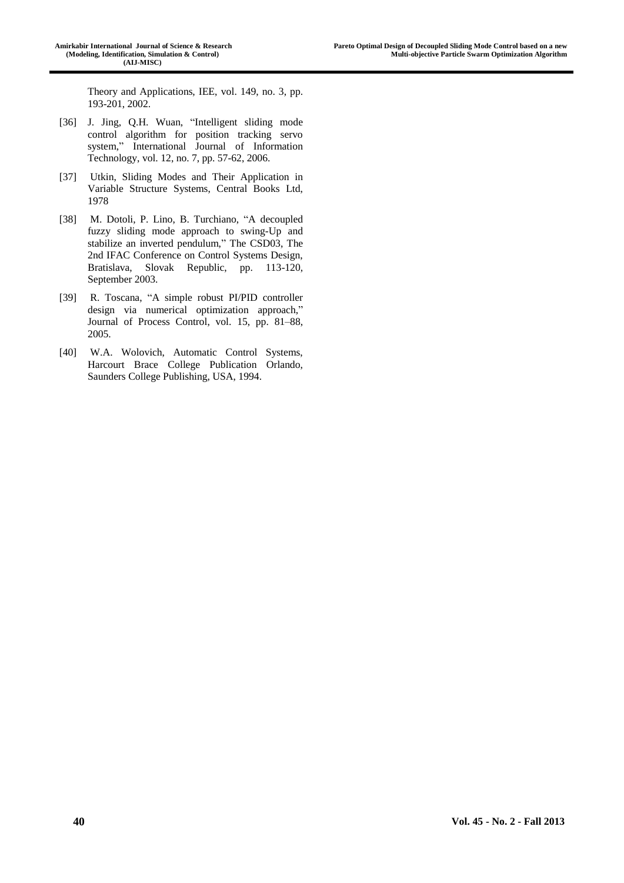Theory and Applications, IEE, vol. 149, no. 3, pp. 193-201, 2002.

[36] J. Jing, Q.H. Wuan, “Intelligent sliding mode control algorithm for position tracking servo system,” International Journal of Information Technology, vol. 12, no. 7, pp. 57-62, 2006.

[37] Utkin, Sliding Modes and Their Application in Variable Structure Systems, Central Books Ltd, 1978

[38] M. Dotoli, P. Lino, B. Turchiano, “A decoupled fuzzy sliding mode approach to swing-Up and stabilize an inverted pendulum,” The CSD03, The 2nd IFAC Conference on Control Systems Design, Bratislava, Slovak Republic, pp. 113-120, September 2003.

[39] R. Toscana, “A simple robust PI/PID controller design via numerical optimization approach,” Journal of Process Control, vol. 15, pp. 81–88, 2005.

[40] W.A. Wolovich, Automatic Control Systems, Harcourt Brace College Publication Orlando, Saunders College Publishing, USA, 1994.